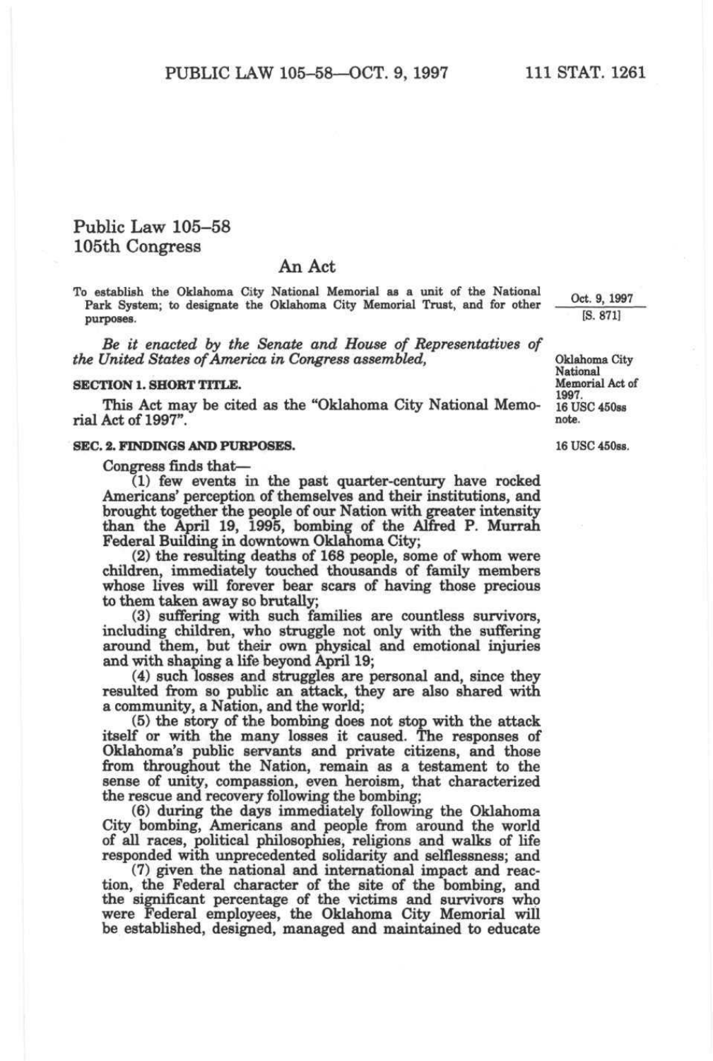# Public Law 105–58
## 105th Congress

## An Act

To establish the Oklahoma City National Memorial as a unit of the National Park System; to designate the Oklahoma City Memorial Trust, and for other purposes.

Oct. 9, 1997
[S. 871]

*Be it enacted by the Senate and House of Representatives of the United States of America in Congress assembled,*

Oklahoma City National Memorial Act of 1997.
16 USC 450ss note.

**SECTION 1. SHORT TITLE.**

This Act may be cited as the "Oklahoma City National Memorial Act of 1997".

16 USC 450ss.

**SEC. 2. FINDINGS AND PURPOSES.**

Congress finds that—

(1) few events in the past quarter-century have rocked Americans' perception of themselves and their institutions, and brought together the people of our Nation with greater intensity than the April 19, 1995, bombing of the Alfred P. Murrah Federal Building in downtown Oklahoma City;

(2) the resulting deaths of 168 people, some of whom were children, immediately touched thousands of family members whose lives will forever bear scars of having those precious to them taken away so brutally;

(3) suffering with such families are countless survivors, including children, who struggle not only with the suffering around them, but their own physical and emotional injuries and with shaping a life beyond April 19;

(4) such losses and struggles are personal and, since they resulted from so public an attack, they are also shared with a community, a Nation, and the world;

(5) the story of the bombing does not stop with the attack itself or with the many losses it caused. The responses of Oklahoma's public servants and private citizens, and those from throughout the Nation, remain as a testament to the sense of unity, compassion, even heroism, that characterized the rescue and recovery following the bombing;

(6) during the days immediately following the Oklahoma City bombing, Americans and people from around the world of all races, political philosophies, religions and walks of life responded with unprecedented solidarity and selflessness; and

(7) given the national and international impact and reaction, the Federal character of the site of the bombing, and the significant percentage of the victims and survivors who were Federal employees, the Oklahoma City Memorial will be established, designed, managed and maintained to educate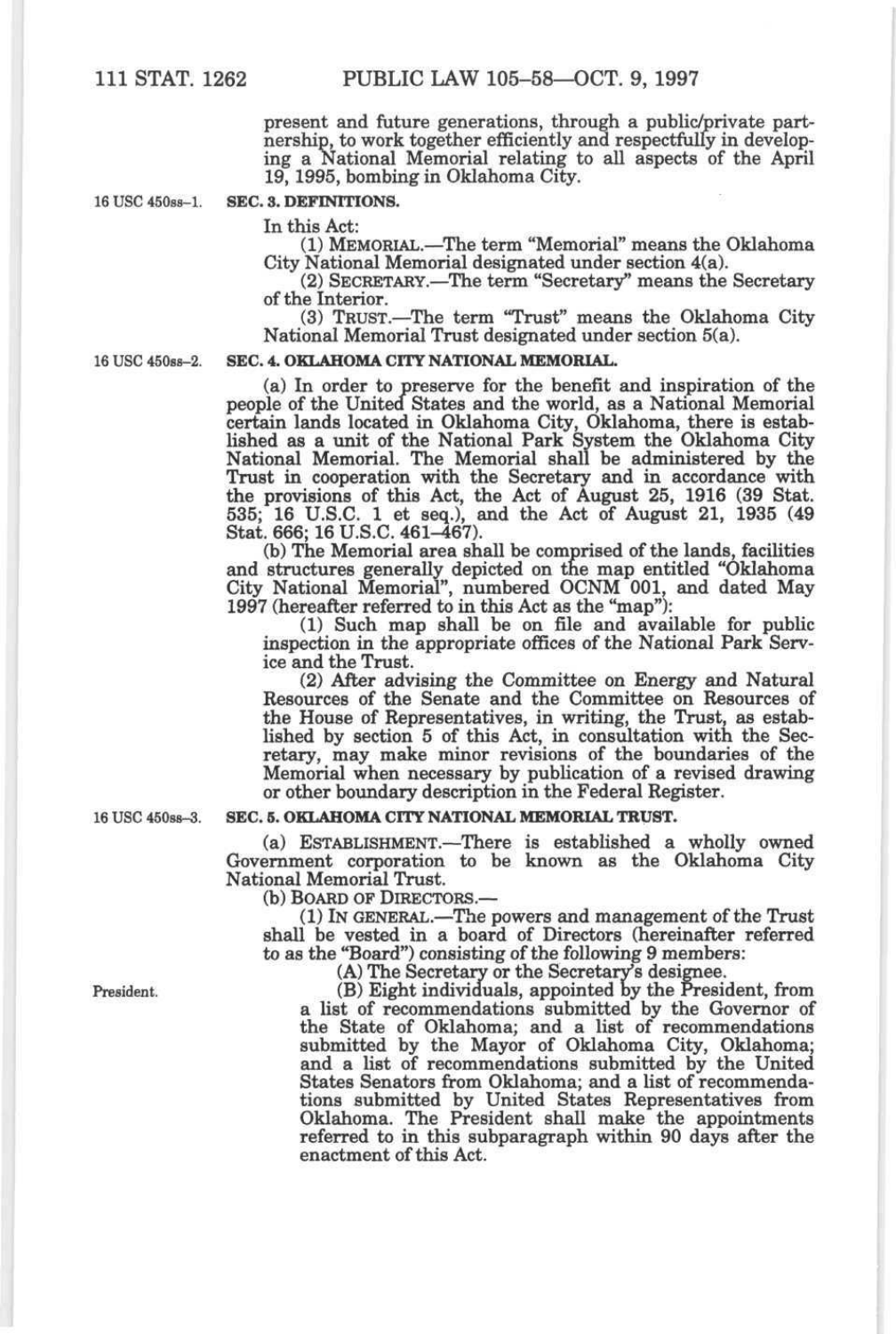present and future generations, through a public/private partnership, to work together efficiently and respectfully in developing a National Memorial relating to all aspects of the April 19, 1995, bombing in Oklahoma City.

16 USC 450ss–1.

**SEC. 3. DEFINITIONS.**

In this Act:

(1) MEMORIAL.—The term "Memorial" means the Oklahoma City National Memorial designated under section 4(a).

(2) SECRETARY.—The term "Secretary" means the Secretary of the Interior.

(3) TRUST.—The term "Trust" means the Oklahoma City National Memorial Trust designated under section 5(a).

16 USC 450ss–2.

**SEC. 4. OKLAHOMA CITY NATIONAL MEMORIAL.**

(a) In order to preserve for the benefit and inspiration of the people of the United States and the world, as a National Memorial certain lands located in Oklahoma City, Oklahoma, there is established as a unit of the National Park System the Oklahoma City National Memorial. The Memorial shall be administered by the Trust in cooperation with the Secretary and in accordance with the provisions of this Act, the Act of August 25, 1916 (39 Stat. 535; 16 U.S.C. 1 et seq.), and the Act of August 21, 1935 (49 Stat. 666; 16 U.S.C. 461–467).

(b) The Memorial area shall be comprised of the lands, facilities and structures generally depicted on the map entitled "Oklahoma City National Memorial", numbered OCNM 001, and dated May 1997 (hereafter referred to in this Act as the "map"):

(1) Such map shall be on file and available for public inspection in the appropriate offices of the National Park Service and the Trust.

(2) After advising the Committee on Energy and Natural Resources of the Senate and the Committee on Resources of the House of Representatives, in writing, the Trust, as established by section 5 of this Act, in consultation with the Secretary, may make minor revisions of the boundaries of the Memorial when necessary by publication of a revised drawing or other boundary description in the Federal Register.

16 USC 450ss–3.

**SEC. 5. OKLAHOMA CITY NATIONAL MEMORIAL TRUST.**

(a) ESTABLISHMENT.—There is established a wholly owned Government corporation to be known as the Oklahoma City National Memorial Trust.

(b) BOARD OF DIRECTORS.—

(1) IN GENERAL.—The powers and management of the Trust shall be vested in a board of Directors (hereinafter referred to as the "Board") consisting of the following 9 members:

(A) The Secretary or the Secretary's designee.

President.

(B) Eight individuals, appointed by the President, from a list of recommendations submitted by the Governor of the State of Oklahoma; and a list of recommendations submitted by the Mayor of Oklahoma City, Oklahoma; and a list of recommendations submitted by the United States Senators from Oklahoma; and a list of recommendations submitted by United States Representatives from Oklahoma. The President shall make the appointments referred to in this subparagraph within 90 days after the enactment of this Act.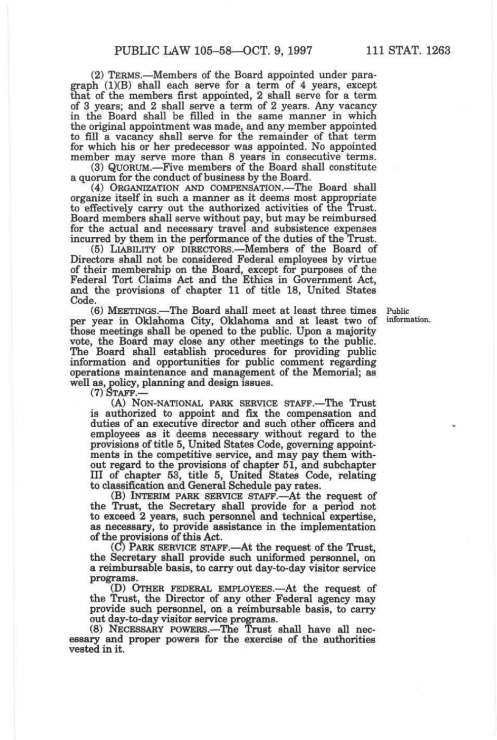(2) TERMS.—Members of the Board appointed under paragraph (1)(B) shall each serve for a term of 4 years, except that of the members first appointed, 2 shall serve for a term of 3 years; and 2 shall serve a term of 2 years. Any vacancy in the Board shall be filled in the same manner in which the original appointment was made, and any member appointed to fill a vacancy shall serve for the remainder of that term for which his or her predecessor was appointed. No appointed member may serve more than 8 years in consecutive terms.

(3) QUORUM.—Five members of the Board shall constitute a quorum for the conduct of business by the Board.

(4) ORGANIZATION AND COMPENSATION.—The Board shall organize itself in such a manner as it deems most appropriate to effectively carry out the authorized activities of the Trust. Board members shall serve without pay, but may be reimbursed for the actual and necessary travel and subsistence expenses incurred by them in the performance of the duties of the Trust.

(5) LIABILITY OF DIRECTORS.—Members of the Board of Directors shall not be considered Federal employees by virtue of their membership on the Board, except for purposes of the Federal Tort Claims Act and the Ethics in Government Act, and the provisions of chapter 11 of title 18, United States Code.

Public information.

(6) MEETINGS.—The Board shall meet at least three times per year in Oklahoma City, Oklahoma and at least two of those meetings shall be opened to the public. Upon a majority vote, the Board may close any other meetings to the public. The Board shall establish procedures for providing public information and opportunities for public comment regarding operations maintenance and management of the Memorial; as well as, policy, planning and design issues.

(7) STAFF.—

(A) NON-NATIONAL PARK SERVICE STAFF.—The Trust is authorized to appoint and fix the compensation and duties of an executive director and such other officers and employees as it deems necessary without regard to the provisions of title 5, United States Code, governing appointments in the competitive service, and may pay them without regard to the provisions of chapter 51, and subchapter III of chapter 53, title 5, United States Code, relating to classification and General Schedule pay rates.

(B) INTERIM PARK SERVICE STAFF.—At the request of the Trust, the Secretary shall provide for a period not to exceed 2 years, such personnel and technical expertise, as necessary, to provide assistance in the implementation of the provisions of this Act.

(C) PARK SERVICE STAFF.—At the request of the Trust, the Secretary shall provide such uniformed personnel, on a reimbursable basis, to carry out day-to-day visitor service programs.

(D) OTHER FEDERAL EMPLOYEES.—At the request of the Trust, the Director of any other Federal agency may provide such personnel, on a reimbursable basis, to carry out day-to-day visitor service programs.

(8) NECESSARY POWERS.—The Trust shall have all necessary and proper powers for the exercise of the authorities vested in it.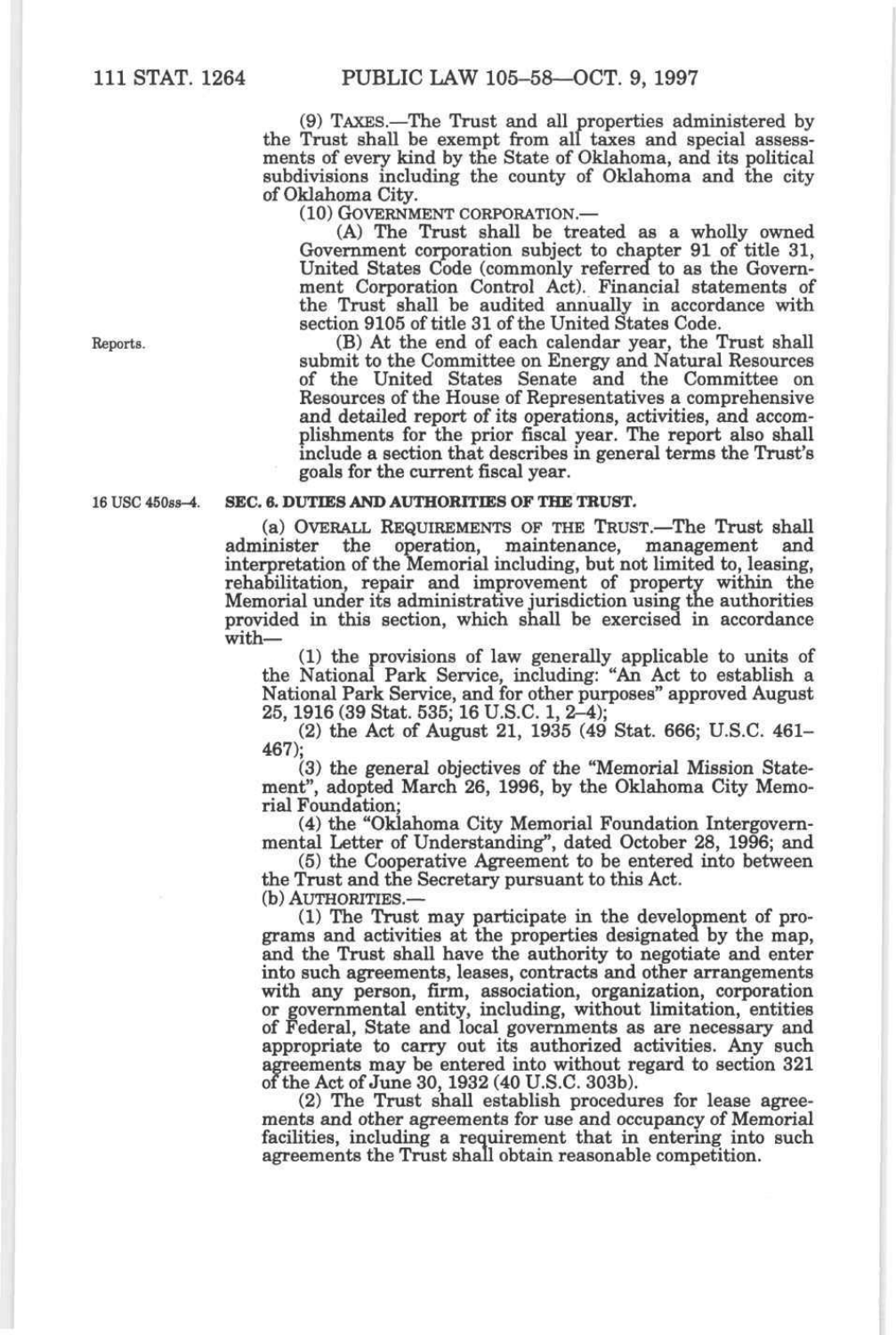(9) TAXES.—The Trust and all properties administered by the Trust shall be exempt from all taxes and special assessments of every kind by the State of Oklahoma, and its political subdivisions including the county of Oklahoma and the city of Oklahoma City.

(10) GOVERNMENT CORPORATION.—

(A) The Trust shall be treated as a wholly owned Government corporation subject to chapter 91 of title 31, United States Code (commonly referred to as the Government Corporation Control Act). Financial statements of the Trust shall be audited annually in accordance with section 9105 of title 31 of the United States Code.

Reports.

(B) At the end of each calendar year, the Trust shall submit to the Committee on Energy and Natural Resources of the United States Senate and the Committee on Resources of the House of Representatives a comprehensive and detailed report of its operations, activities, and accomplishments for the prior fiscal year. The report also shall include a section that describes in general terms the Trust's goals for the current fiscal year.

16 USC 450ss–4.

**SEC. 6. DUTIES AND AUTHORITIES OF THE TRUST.**

(a) OVERALL REQUIREMENTS OF THE TRUST.—The Trust shall administer the operation, maintenance, management and interpretation of the Memorial including, but not limited to, leasing, rehabilitation, repair and improvement of property within the Memorial under its administrative jurisdiction using the authorities provided in this section, which shall be exercised in accordance with—

(1) the provisions of law generally applicable to units of the National Park Service, including: "An Act to establish a National Park Service, and for other purposes" approved August 25, 1916 (39 Stat. 535; 16 U.S.C. 1, 2–4);

(2) the Act of August 21, 1935 (49 Stat. 666; U.S.C. 461–467);

(3) the general objectives of the "Memorial Mission Statement", adopted March 26, 1996, by the Oklahoma City Memorial Foundation;

(4) the "Oklahoma City Memorial Foundation Intergovernmental Letter of Understanding", dated October 28, 1996; and

(5) the Cooperative Agreement to be entered into between the Trust and the Secretary pursuant to this Act.

(b) AUTHORITIES.—

(1) The Trust may participate in the development of programs and activities at the properties designated by the map, and the Trust shall have the authority to negotiate and enter into such agreements, leases, contracts and other arrangements with any person, firm, association, organization, corporation or governmental entity, including, without limitation, entities of Federal, State and local governments as are necessary and appropriate to carry out its authorized activities. Any such agreements may be entered into without regard to section 321 of the Act of June 30, 1932 (40 U.S.C. 303b).

(2) The Trust shall establish procedures for lease agreements and other agreements for use and occupancy of Memorial facilities, including a requirement that in entering into such agreements the Trust shall obtain reasonable competition.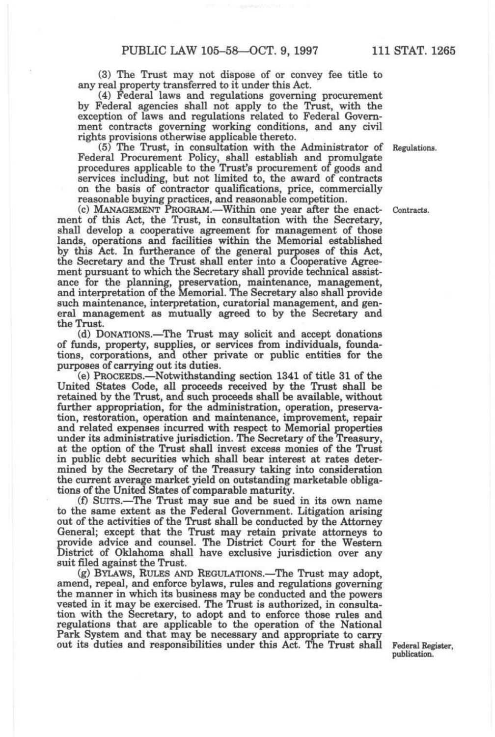(3) The Trust may not dispose of or convey fee title to any real property transferred to it under this Act.

(4) Federal laws and regulations governing procurement by Federal agencies shall not apply to the Trust, with the exception of laws and regulations related to Federal Government contracts governing working conditions, and any civil rights provisions otherwise applicable thereto.

(5) The Trust, in consultation with the Administrator of Federal Procurement Policy, shall establish and promulgate procedures applicable to the Trust's procurement of goods and services including, but not limited to, the award of contracts on the basis of contractor qualifications, price, commercially reasonable buying practices, and reasonable competition.

Regulations.

(c) MANAGEMENT PROGRAM.—Within one year after the enactment of this Act, the Trust, in consultation with the Secretary, shall develop a cooperative agreement for management of those lands, operations and facilities within the Memorial established by this Act. In furtherance of the general purposes of this Act, the Secretary and the Trust shall enter into a Cooperative Agreement pursuant to which the Secretary shall provide technical assistance for the planning, preservation, maintenance, management, and interpretation of the Memorial. The Secretary also shall provide such maintenance, interpretation, curatorial management, and general management as mutually agreed to by the Secretary and the Trust.

Contracts.

(d) DONATIONS.—The Trust may solicit and accept donations of funds, property, supplies, or services from individuals, foundations, corporations, and other private or public entities for the purposes of carrying out its duties.

(e) PROCEEDS.—Notwithstanding section 1341 of title 31 of the United States Code, all proceeds received by the Trust shall be retained by the Trust, and such proceeds shall be available, without further appropriation, for the administration, operation, preservation, restoration, operation and maintenance, improvement, repair and related expenses incurred with respect to Memorial properties under its administrative jurisdiction. The Secretary of the Treasury, at the option of the Trust shall invest excess monies of the Trust in public debt securities which shall bear interest at rates determined by the Secretary of the Treasury taking into consideration the current average market yield on outstanding marketable obligations of the United States of comparable maturity.

(f) SUITS.—The Trust may sue and be sued in its own name to the same extent as the Federal Government. Litigation arising out of the activities of the Trust shall be conducted by the Attorney General; except that the Trust may retain private attorneys to provide advice and counsel. The District Court for the Western District of Oklahoma shall have exclusive jurisdiction over any suit filed against the Trust.

(g) BYLAWS, RULES AND REGULATIONS.—The Trust may adopt, amend, repeal, and enforce bylaws, rules and regulations governing the manner in which its business may be conducted and the powers vested in it may be exercised. The Trust is authorized, in consultation with the Secretary, to adopt and to enforce those rules and regulations that are applicable to the operation of the National Park System and that may be necessary and appropriate to carry out its duties and responsibilities under this Act. The Trust shall

Federal Register, publication.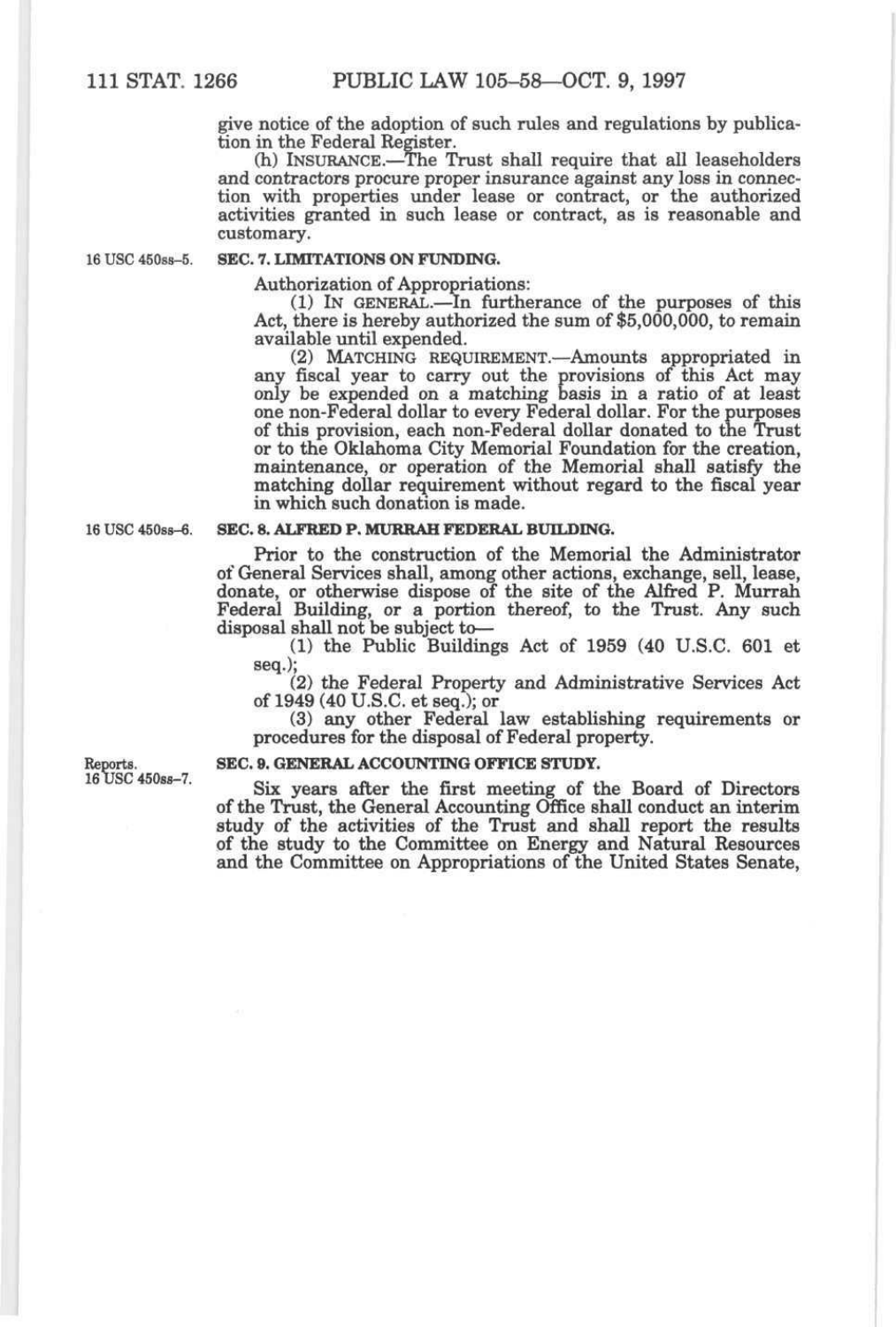give notice of the adoption of such rules and regulations by publication in the Federal Register.

(h) INSURANCE.—The Trust shall require that all leaseholders and contractors procure proper insurance against any loss in connection with properties under lease or contract, or the authorized activities granted in such lease or contract, as is reasonable and customary.

16 USC 450ss–5.

## SEC. 7. LIMITATIONS ON FUNDING.

Authorization of Appropriations:

(1) IN GENERAL.—In furtherance of the purposes of this Act, there is hereby authorized the sum of $5,000,000, to remain available until expended.

(2) MATCHING REQUIREMENT.—Amounts appropriated in any fiscal year to carry out the provisions of this Act may only be expended on a matching basis in a ratio of at least one non-Federal dollar to every Federal dollar. For the purposes of this provision, each non-Federal dollar donated to the Trust or to the Oklahoma City Memorial Foundation for the creation, maintenance, or operation of the Memorial shall satisfy the matching dollar requirement without regard to the fiscal year in which such donation is made.

16 USC 450ss–6.

## SEC. 8. ALFRED P. MURRAH FEDERAL BUILDING.

Prior to the construction of the Memorial the Administrator of General Services shall, among other actions, exchange, sell, lease, donate, or otherwise dispose of the site of the Alfred P. Murrah Federal Building, or a portion thereof, to the Trust. Any such disposal shall not be subject to—

(1) the Public Buildings Act of 1959 (40 U.S.C. 601 et seq.);

(2) the Federal Property and Administrative Services Act of 1949 (40 U.S.C. et seq.); or

(3) any other Federal law establishing requirements or procedures for the disposal of Federal property.

Reports. 16 USC 450ss–7.

## SEC. 9. GENERAL ACCOUNTING OFFICE STUDY.

Six years after the first meeting of the Board of Directors of the Trust, the General Accounting Office shall conduct an interim study of the activities of the Trust and shall report the results of the study to the Committee on Energy and Natural Resources and the Committee on Appropriations of the United States Senate,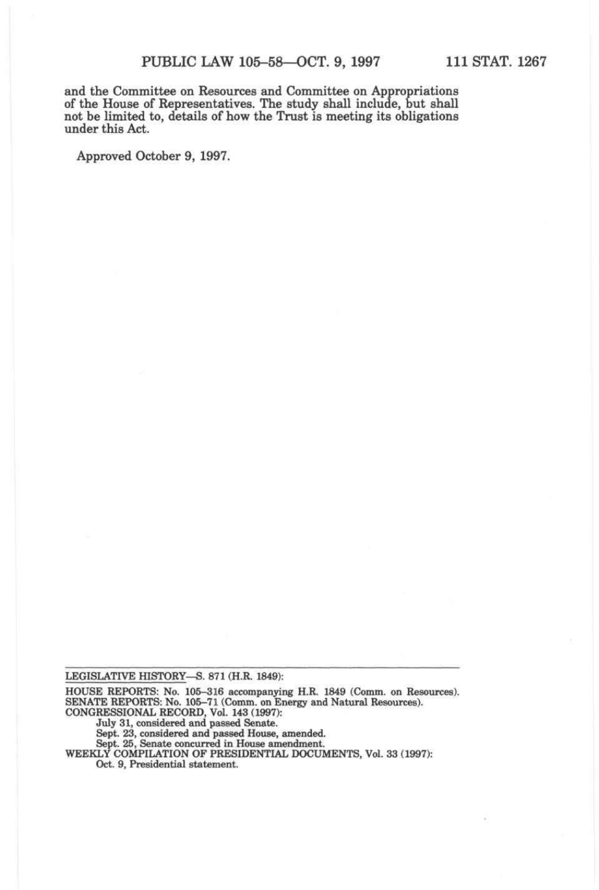and the Committee on Resources and Committee on Appropriations of the House of Representatives. The study shall include, but shall not be limited to, details of how the Trust is meeting its obligations under this Act.

Approved October 9, 1997.

---

LEGISLATIVE HISTORY—S. 871 (H.R. 1849):

HOUSE REPORTS: No. 105–316 accompanying H.R. 1849 (Comm. on Resources).
SENATE REPORTS: No. 105–71 (Comm. on Energy and Natural Resources).
CONGRESSIONAL RECORD, Vol. 143 (1997):
July 31, considered and passed Senate.
Sept. 23, considered and passed House, amended.
Sept. 25, Senate concurred in House amendment.
WEEKLY COMPILATION OF PRESIDENTIAL DOCUMENTS, Vol. 33 (1997):
Oct. 9, Presidential statement.